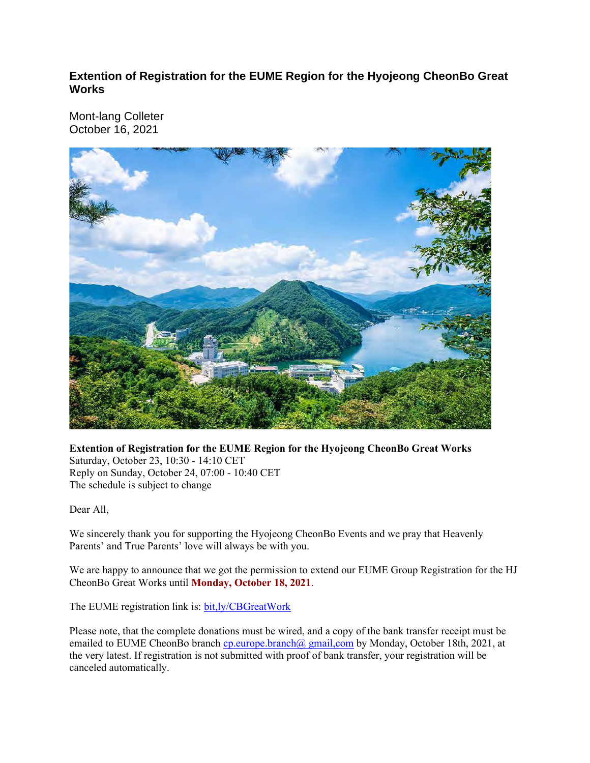# Extention of Registration for the EUME Region for the Hyojeong CheonBo Great Works

Mont-lang Colleter
October 16, 2021

**Extention of Registration for the EUME Region for the Hyojeong CheonBo Great Works**
Saturday, October 23, 10:30 - 14:10 CET
Reply on Sunday, October 24, 07:00 - 10:40 CET
The schedule is subject to change

Dear All,

We sincerely thank you for supporting the Hyojeong CheonBo Events and we pray that Heavenly Parents' and True Parents' love will always be with you.

We are happy to announce that we got the permission to extend our EUME Group Registration for the HJ CheonBo Great Works until **Monday, October 18, 2021**.

The EUME registration link is: bit,ly/CBGreatWork

Please note, that the complete donations must be wired, and a copy of the bank transfer receipt must be emailed to EUME CheonBo branch cp.europe.branch@ gmail,com by Monday, October 18th, 2021, at the very latest. If registration is not submitted with proof of bank transfer, your registration will be canceled automatically.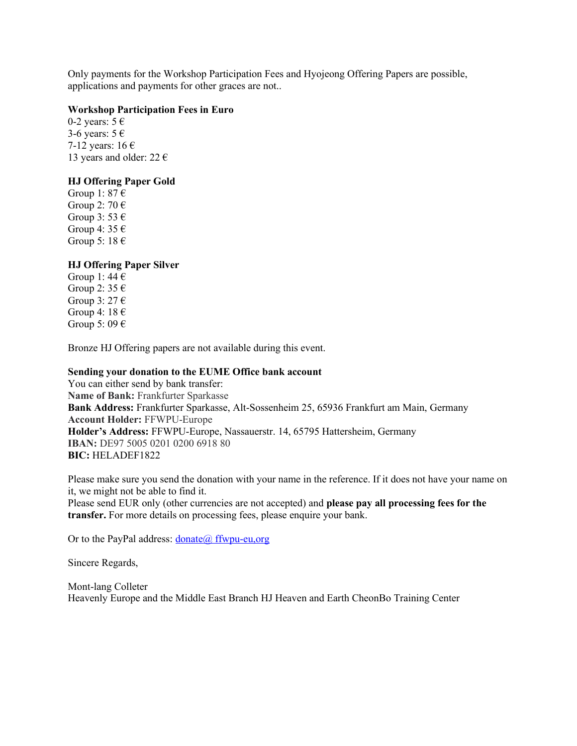Only payments for the Workshop Participation Fees and Hyojeong Offering Papers are possible, applications and payments for other graces are not..

**Workshop Participation Fees in Euro**
0-2 years: 5 €
3-6 years: 5 €
7-12 years: 16 €
13 years and older: 22 €

**HJ Offering Paper Gold**
Group 1: 87 €
Group 2: 70 €
Group 3: 53 €
Group 4: 35 €
Group 5: 18 €

**HJ Offering Paper Silver**
Group 1: 44 €
Group 2: 35 €
Group 3: 27 €
Group 4: 18 €
Group 5: 09 €

Bronze HJ Offering papers are not available during this event.

**Sending your donation to the EUME Office bank account**
You can either send by bank transfer:
**Name of Bank:** Frankfurter Sparkasse
**Bank Address:** Frankfurter Sparkasse, Alt-Sossenheim 25, 65936 Frankfurt am Main, Germany
**Account Holder:** FFWPU-Europe
**Holder's Address:** FFWPU-Europe, Nassauerstr. 14, 65795 Hattersheim, Germany
**IBAN:** DE97 5005 0201 0200 6918 80
**BIC:** HELADEF1822

Please make sure you send the donation with your name in the reference. If it does not have your name on it, we might not be able to find it.
Please send EUR only (other currencies are not accepted) and **please pay all processing fees for the transfer.** For more details on processing fees, please enquire your bank.

Or to the PayPal address: donate@ ffwpu-eu,org

Sincere Regards,

Mont-lang Colleter
Heavenly Europe and the Middle East Branch HJ Heaven and Earth CheonBo Training Center